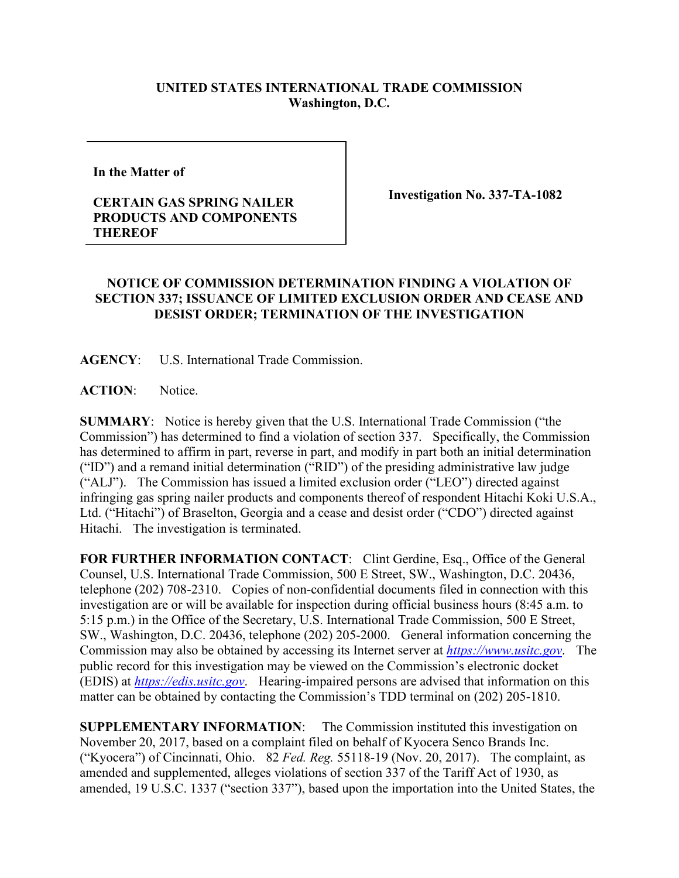**UNITED STATES INTERNATIONAL TRADE COMMISSION**
**Washington, D.C.**

| | |
|---|---|
| **In the Matter of**<br><br>**CERTAIN GAS SPRING NAILER PRODUCTS AND COMPONENTS THEREOF** | **Investigation No. 337-TA-1082** |

**NOTICE OF COMMISSION DETERMINATION FINDING A VIOLATION OF SECTION 337; ISSUANCE OF LIMITED EXCLUSION ORDER AND CEASE AND DESIST ORDER; TERMINATION OF THE INVESTIGATION**

**AGENCY**: U.S. International Trade Commission.

**ACTION**: Notice.

**SUMMARY**: Notice is hereby given that the U.S. International Trade Commission ("the Commission") has determined to find a violation of section 337. Specifically, the Commission has determined to affirm in part, reverse in part, and modify in part both an initial determination ("ID") and a remand initial determination ("RID") of the presiding administrative law judge ("ALJ"). The Commission has issued a limited exclusion order ("LEO") directed against infringing gas spring nailer products and components thereof of respondent Hitachi Koki U.S.A., Ltd. ("Hitachi") of Braselton, Georgia and a cease and desist order ("CDO") directed against Hitachi. The investigation is terminated.

**FOR FURTHER INFORMATION CONTACT**: Clint Gerdine, Esq., Office of the General Counsel, U.S. International Trade Commission, 500 E Street, SW., Washington, D.C. 20436, telephone (202) 708-2310. Copies of non-confidential documents filed in connection with this investigation are or will be available for inspection during official business hours (8:45 a.m. to 5:15 p.m.) in the Office of the Secretary, U.S. International Trade Commission, 500 E Street, SW., Washington, D.C. 20436, telephone (202) 205-2000. General information concerning the Commission may also be obtained by accessing its Internet server at *https://www.usitc.gov*. The public record for this investigation may be viewed on the Commission's electronic docket (EDIS) at *https://edis.usitc.gov*. Hearing-impaired persons are advised that information on this matter can be obtained by contacting the Commission's TDD terminal on (202) 205-1810.

**SUPPLEMENTARY INFORMATION**: The Commission instituted this investigation on November 20, 2017, based on a complaint filed on behalf of Kyocera Senco Brands Inc. ("Kyocera") of Cincinnati, Ohio. 82 *Fed. Reg.* 55118-19 (Nov. 20, 2017). The complaint, as amended and supplemented, alleges violations of section 337 of the Tariff Act of 1930, as amended, 19 U.S.C. 1337 ("section 337"), based upon the importation into the United States, the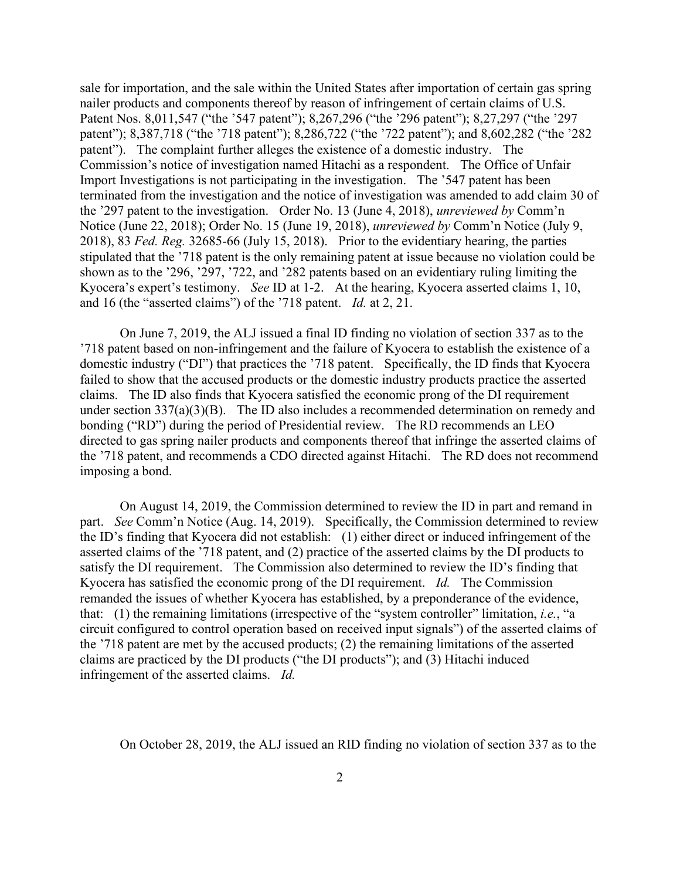sale for importation, and the sale within the United States after importation of certain gas spring nailer products and components thereof by reason of infringement of certain claims of U.S. Patent Nos. 8,011,547 ("the '547 patent"); 8,267,296 ("the '296 patent"); 8,27,297 ("the '297 patent"); 8,387,718 ("the '718 patent"); 8,286,722 ("the '722 patent"); and 8,602,282 ("the '282 patent"). The complaint further alleges the existence of a domestic industry. The Commission's notice of investigation named Hitachi as a respondent. The Office of Unfair Import Investigations is not participating in the investigation. The '547 patent has been terminated from the investigation and the notice of investigation was amended to add claim 30 of the '297 patent to the investigation. Order No. 13 (June 4, 2018), *unreviewed by* Comm'n Notice (June 22, 2018); Order No. 15 (June 19, 2018), *unreviewed by* Comm'n Notice (July 9, 2018), 83 *Fed. Reg.* 32685-66 (July 15, 2018). Prior to the evidentiary hearing, the parties stipulated that the '718 patent is the only remaining patent at issue because no violation could be shown as to the '296, '297, '722, and '282 patents based on an evidentiary ruling limiting the Kyocera's expert's testimony. *See* ID at 1-2. At the hearing, Kyocera asserted claims 1, 10, and 16 (the "asserted claims") of the '718 patent. *Id.* at 2, 21.

On June 7, 2019, the ALJ issued a final ID finding no violation of section 337 as to the '718 patent based on non-infringement and the failure of Kyocera to establish the existence of a domestic industry ("DI") that practices the '718 patent. Specifically, the ID finds that Kyocera failed to show that the accused products or the domestic industry products practice the asserted claims. The ID also finds that Kyocera satisfied the economic prong of the DI requirement under section 337(a)(3)(B). The ID also includes a recommended determination on remedy and bonding ("RD") during the period of Presidential review. The RD recommends an LEO directed to gas spring nailer products and components thereof that infringe the asserted claims of the '718 patent, and recommends a CDO directed against Hitachi. The RD does not recommend imposing a bond.

On August 14, 2019, the Commission determined to review the ID in part and remand in part. *See* Comm'n Notice (Aug. 14, 2019). Specifically, the Commission determined to review the ID's finding that Kyocera did not establish: (1) either direct or induced infringement of the asserted claims of the '718 patent, and (2) practice of the asserted claims by the DI products to satisfy the DI requirement. The Commission also determined to review the ID's finding that Kyocera has satisfied the economic prong of the DI requirement. *Id.* The Commission remanded the issues of whether Kyocera has established, by a preponderance of the evidence, that: (1) the remaining limitations (irrespective of the "system controller" limitation, *i.e.*, "a circuit configured to control operation based on received input signals") of the asserted claims of the '718 patent are met by the accused products; (2) the remaining limitations of the asserted claims are practiced by the DI products ("the DI products"); and (3) Hitachi induced infringement of the asserted claims. *Id.*

On October 28, 2019, the ALJ issued an RID finding no violation of section 337 as to the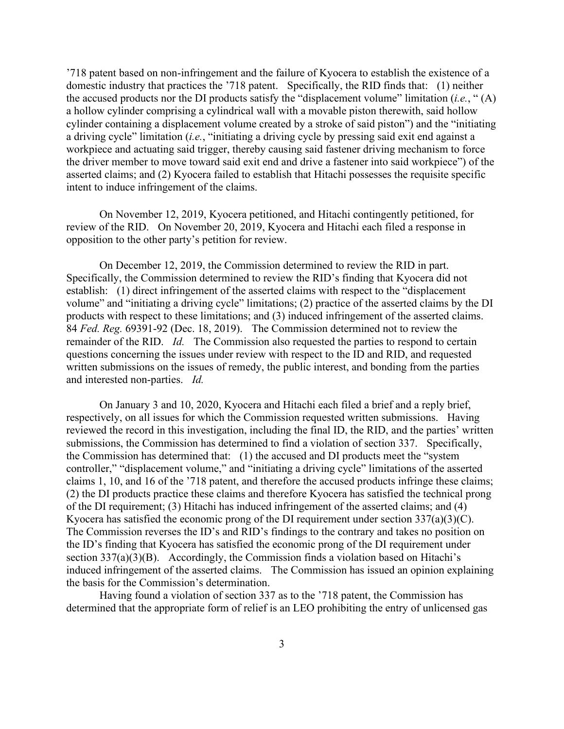’718 patent based on non-infringement and the failure of Kyocera to establish the existence of a domestic industry that practices the ’718 patent. Specifically, the RID finds that: (1) neither the accused products nor the DI products satisfy the “displacement volume” limitation (*i.e.*, “ (A) a hollow cylinder comprising a cylindrical wall with a movable piston therewith, said hollow cylinder containing a displacement volume created by a stroke of said piston”) and the “initiating a driving cycle” limitation (*i.e.*, “initiating a driving cycle by pressing said exit end against a workpiece and actuating said trigger, thereby causing said fastener driving mechanism to force the driver member to move toward said exit end and drive a fastener into said workpiece”) of the asserted claims; and (2) Kyocera failed to establish that Hitachi possesses the requisite specific intent to induce infringement of the claims.

On November 12, 2019, Kyocera petitioned, and Hitachi contingently petitioned, for review of the RID. On November 20, 2019, Kyocera and Hitachi each filed a response in opposition to the other party’s petition for review.

On December 12, 2019, the Commission determined to review the RID in part. Specifically, the Commission determined to review the RID’s finding that Kyocera did not establish: (1) direct infringement of the asserted claims with respect to the “displacement volume” and “initiating a driving cycle” limitations; (2) practice of the asserted claims by the DI products with respect to these limitations; and (3) induced infringement of the asserted claims. 84 *Fed. Reg.* 69391-92 (Dec. 18, 2019). The Commission determined not to review the remainder of the RID. *Id.* The Commission also requested the parties to respond to certain questions concerning the issues under review with respect to the ID and RID, and requested written submissions on the issues of remedy, the public interest, and bonding from the parties and interested non-parties. *Id.*

On January 3 and 10, 2020, Kyocera and Hitachi each filed a brief and a reply brief, respectively, on all issues for which the Commission requested written submissions. Having reviewed the record in this investigation, including the final ID, the RID, and the parties’ written submissions, the Commission has determined to find a violation of section 337. Specifically, the Commission has determined that: (1) the accused and DI products meet the “system controller,” “displacement volume,” and “initiating a driving cycle” limitations of the asserted claims 1, 10, and 16 of the ’718 patent, and therefore the accused products infringe these claims; (2) the DI products practice these claims and therefore Kyocera has satisfied the technical prong of the DI requirement; (3) Hitachi has induced infringement of the asserted claims; and (4) Kyocera has satisfied the economic prong of the DI requirement under section 337(a)(3)(C). The Commission reverses the ID’s and RID’s findings to the contrary and takes no position on the ID’s finding that Kyocera has satisfied the economic prong of the DI requirement under section 337(a)(3)(B). Accordingly, the Commission finds a violation based on Hitachi’s induced infringement of the asserted claims. The Commission has issued an opinion explaining the basis for the Commission’s determination.

Having found a violation of section 337 as to the ’718 patent, the Commission has determined that the appropriate form of relief is an LEO prohibiting the entry of unlicensed gas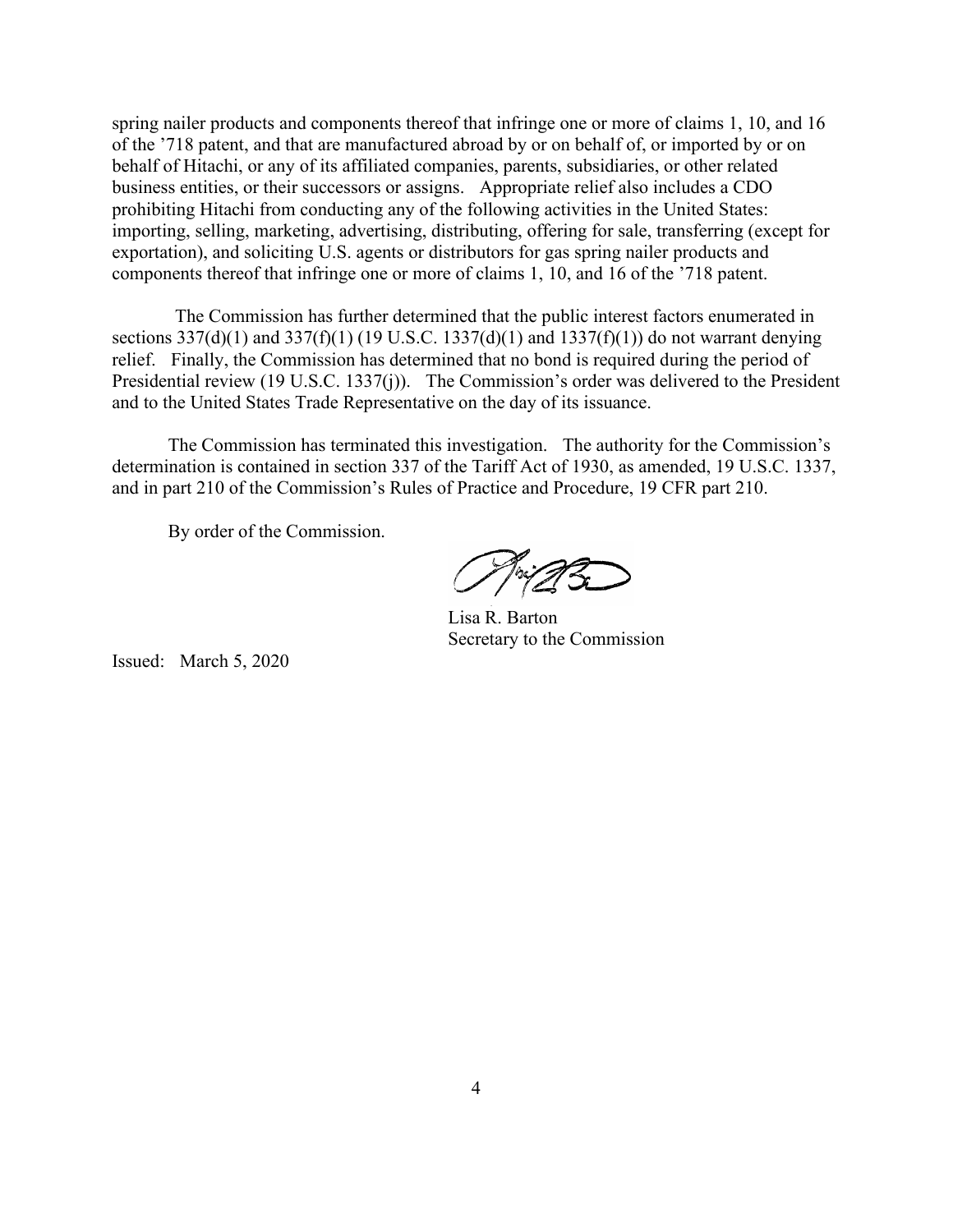spring nailer products and components thereof that infringe one or more of claims 1, 10, and 16 of the '718 patent, and that are manufactured abroad by or on behalf of, or imported by or on behalf of Hitachi, or any of its affiliated companies, parents, subsidiaries, or other related business entities, or their successors or assigns. Appropriate relief also includes a CDO prohibiting Hitachi from conducting any of the following activities in the United States: importing, selling, marketing, advertising, distributing, offering for sale, transferring (except for exportation), and soliciting U.S. agents or distributors for gas spring nailer products and components thereof that infringe one or more of claims 1, 10, and 16 of the '718 patent.

The Commission has further determined that the public interest factors enumerated in sections 337(d)(1) and 337(f)(1) (19 U.S.C. 1337(d)(1) and 1337(f)(1)) do not warrant denying relief. Finally, the Commission has determined that no bond is required during the period of Presidential review (19 U.S.C. 1337(j)). The Commission's order was delivered to the President and to the United States Trade Representative on the day of its issuance.

The Commission has terminated this investigation. The authority for the Commission's determination is contained in section 337 of the Tariff Act of 1930, as amended, 19 U.S.C. 1337, and in part 210 of the Commission's Rules of Practice and Procedure, 19 CFR part 210.

By order of the Commission.

Lisa R. Barton
Secretary to the Commission

Issued: March 5, 2020